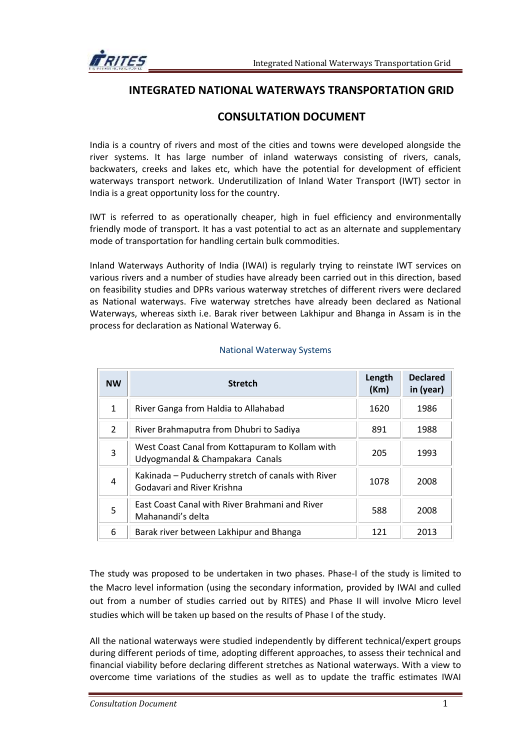# INTEGRATED NATIONAL WATERWAYS TRANSPORTATION GRID

## CONSULTATION DOCUMENT

India is a country of rivers and most of the cities and towns were developed alongside the river systems. It has large number of inland waterways consisting of rivers, canals, backwaters, creeks and lakes etc, which have the potential for development of efficient waterways transport network. Underutilization of Inland Water Transport (IWT) sector in India is a great opportunity loss for the country.

IWT is referred to as operationally cheaper, high in fuel efficiency and environmentally friendly mode of transport. It has a vast potential to act as an alternate and supplementary mode of transportation for handling certain bulk commodities.

Inland Waterways Authority of India (IWAI) is regularly trying to reinstate IWT services on various rivers and a number of studies have already been carried out in this direction, based on feasibility studies and DPRs various waterway stretches of different rivers were declared as National waterways. Five waterway stretches have already been declared as National Waterways, whereas sixth i.e. Barak river between Lakhipur and Bhanga in Assam is in the process for declaration as National Waterway 6.

National Waterway Systems

| NW | Stretch | Length (Km) | Declared in (year) |
|---|---|---|---|
| 1 | River Ganga from Haldia to Allahabad | 1620 | 1986 |
| 2 | River Brahmaputra from Dhubri to Sadiya | 891 | 1988 |
| 3 | West Coast Canal from Kottapuram to Kollam with Udyogmandal & Champakara Canals | 205 | 1993 |
| 4 | Kakinada – Puducherry stretch of canals with River Godavari and River Krishna | 1078 | 2008 |
| 5 | East Coast Canal with River Brahmani and River Mahanandi's delta | 588 | 2008 |
| 6 | Barak river between Lakhipur and Bhanga | 121 | 2013 |

The study was proposed to be undertaken in two phases. Phase-I of the study is limited to the Macro level information (using the secondary information, provided by IWAI and culled out from a number of studies carried out by RITES) and Phase II will involve Micro level studies which will be taken up based on the results of Phase I of the study.

All the national waterways were studied independently by different technical/expert groups during different periods of time, adopting different approaches, to assess their technical and financial viability before declaring different stretches as National waterways. With a view to overcome time variations of the studies as well as to update the traffic estimates IWAI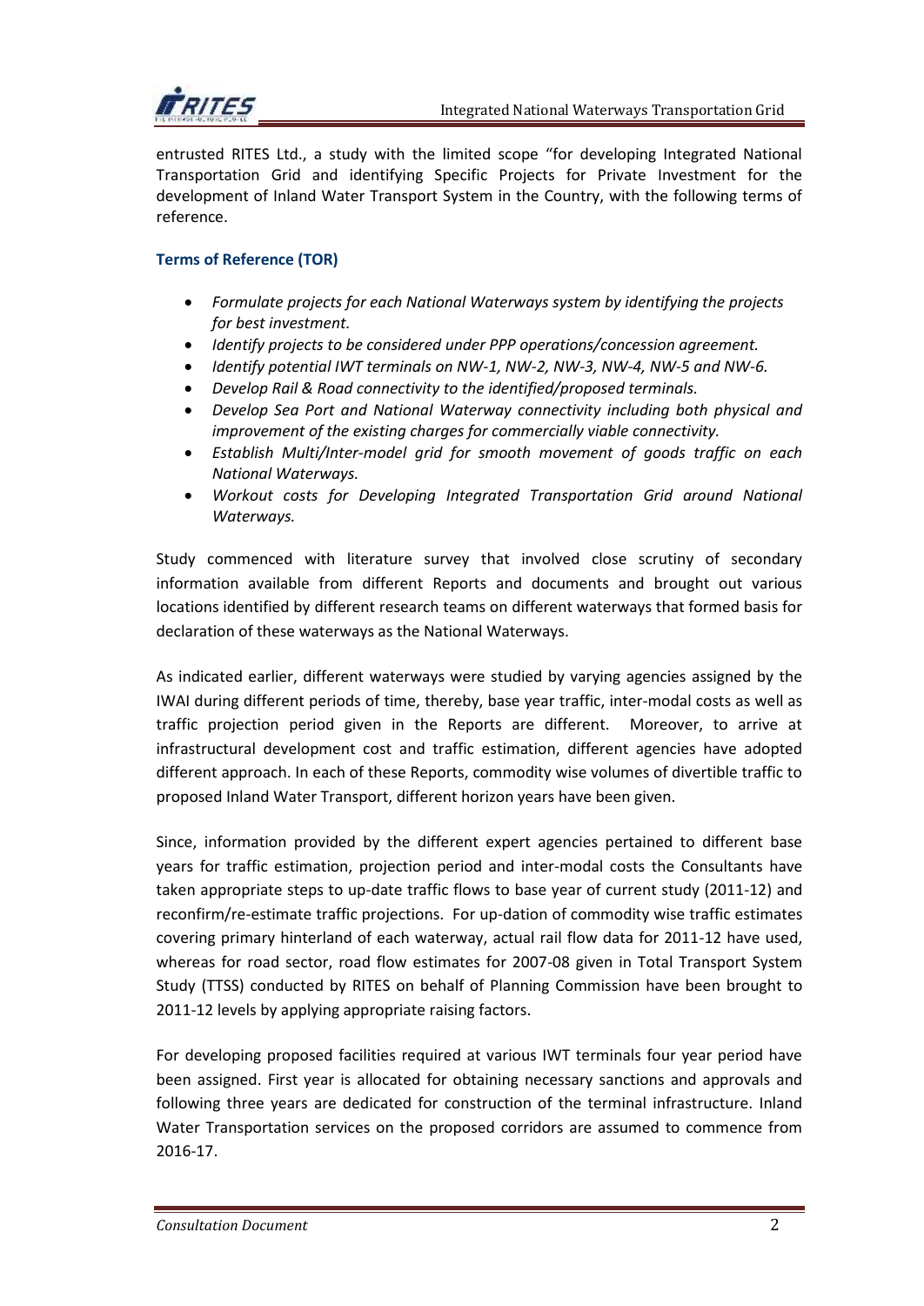entrusted RITES Ltd., a study with the limited scope "for developing Integrated National Transportation Grid and identifying Specific Projects for Private Investment for the development of Inland Water Transport System in the Country, with the following terms of reference.

**Terms of Reference (TOR)**

- *Formulate projects for each National Waterways system by identifying the projects for best investment.*
- *Identify projects to be considered under PPP operations/concession agreement.*
- *Identify potential IWT terminals on NW-1, NW-2, NW-3, NW-4, NW-5 and NW-6.*
- *Develop Rail & Road connectivity to the identified/proposed terminals.*
- *Develop Sea Port and National Waterway connectivity including both physical and improvement of the existing charges for commercially viable connectivity.*
- *Establish Multi/Inter-model grid for smooth movement of goods traffic on each National Waterways.*
- *Workout costs for Developing Integrated Transportation Grid around National Waterways.*

Study commenced with literature survey that involved close scrutiny of secondary information available from different Reports and documents and brought out various locations identified by different research teams on different waterways that formed basis for declaration of these waterways as the National Waterways.

As indicated earlier, different waterways were studied by varying agencies assigned by the IWAI during different periods of time, thereby, base year traffic, inter-modal costs as well as traffic projection period given in the Reports are different. Moreover, to arrive at infrastructural development cost and traffic estimation, different agencies have adopted different approach. In each of these Reports, commodity wise volumes of divertible traffic to proposed Inland Water Transport, different horizon years have been given.

Since, information provided by the different expert agencies pertained to different base years for traffic estimation, projection period and inter-modal costs the Consultants have taken appropriate steps to up-date traffic flows to base year of current study (2011-12) and reconfirm/re-estimate traffic projections. For up-dation of commodity wise traffic estimates covering primary hinterland of each waterway, actual rail flow data for 2011-12 have used, whereas for road sector, road flow estimates for 2007-08 given in Total Transport System Study (TTSS) conducted by RITES on behalf of Planning Commission have been brought to 2011-12 levels by applying appropriate raising factors.

For developing proposed facilities required at various IWT terminals four year period have been assigned. First year is allocated for obtaining necessary sanctions and approvals and following three years are dedicated for construction of the terminal infrastructure. Inland Water Transportation services on the proposed corridors are assumed to commence from 2016-17.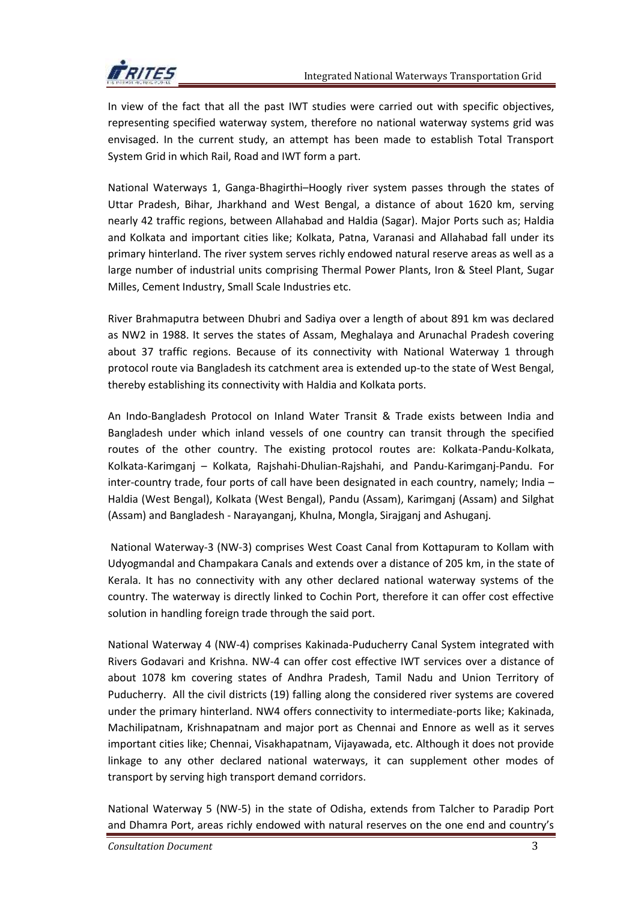In view of the fact that all the past IWT studies were carried out with specific objectives, representing specified waterway system, therefore no national waterway systems grid was envisaged. In the current study, an attempt has been made to establish Total Transport System Grid in which Rail, Road and IWT form a part.

National Waterways 1, Ganga-Bhagirthi–Hoogly river system passes through the states of Uttar Pradesh, Bihar, Jharkhand and West Bengal, a distance of about 1620 km, serving nearly 42 traffic regions, between Allahabad and Haldia (Sagar). Major Ports such as; Haldia and Kolkata and important cities like; Kolkata, Patna, Varanasi and Allahabad fall under its primary hinterland. The river system serves richly endowed natural reserve areas as well as a large number of industrial units comprising Thermal Power Plants, Iron & Steel Plant, Sugar Milles, Cement Industry, Small Scale Industries etc.

River Brahmaputra between Dhubri and Sadiya over a length of about 891 km was declared as NW2 in 1988. It serves the states of Assam, Meghalaya and Arunachal Pradesh covering about 37 traffic regions. Because of its connectivity with National Waterway 1 through protocol route via Bangladesh its catchment area is extended up-to the state of West Bengal, thereby establishing its connectivity with Haldia and Kolkata ports.

An Indo-Bangladesh Protocol on Inland Water Transit & Trade exists between India and Bangladesh under which inland vessels of one country can transit through the specified routes of the other country. The existing protocol routes are: Kolkata-Pandu-Kolkata, Kolkata-Karimganj – Kolkata, Rajshahi-Dhulian-Rajshahi, and Pandu-Karimganj-Pandu. For inter-country trade, four ports of call have been designated in each country, namely; India – Haldia (West Bengal), Kolkata (West Bengal), Pandu (Assam), Karimganj (Assam) and Silghat (Assam) and Bangladesh - Narayanganj, Khulna, Mongla, Sirajganj and Ashuganj.

National Waterway-3 (NW-3) comprises West Coast Canal from Kottapuram to Kollam with Udyogmandal and Champakara Canals and extends over a distance of 205 km, in the state of Kerala. It has no connectivity with any other declared national waterway systems of the country. The waterway is directly linked to Cochin Port, therefore it can offer cost effective solution in handling foreign trade through the said port.

National Waterway 4 (NW-4) comprises Kakinada-Puducherry Canal System integrated with Rivers Godavari and Krishna. NW-4 can offer cost effective IWT services over a distance of about 1078 km covering states of Andhra Pradesh, Tamil Nadu and Union Territory of Puducherry. All the civil districts (19) falling along the considered river systems are covered under the primary hinterland. NW4 offers connectivity to intermediate-ports like; Kakinada, Machilipatnam, Krishnapatnam and major port as Chennai and Ennore as well as it serves important cities like; Chennai, Visakhapatnam, Vijayawada, etc. Although it does not provide linkage to any other declared national waterways, it can supplement other modes of transport by serving high transport demand corridors.

National Waterway 5 (NW-5) in the state of Odisha, extends from Talcher to Paradip Port and Dhamra Port, areas richly endowed with natural reserves on the one end and country's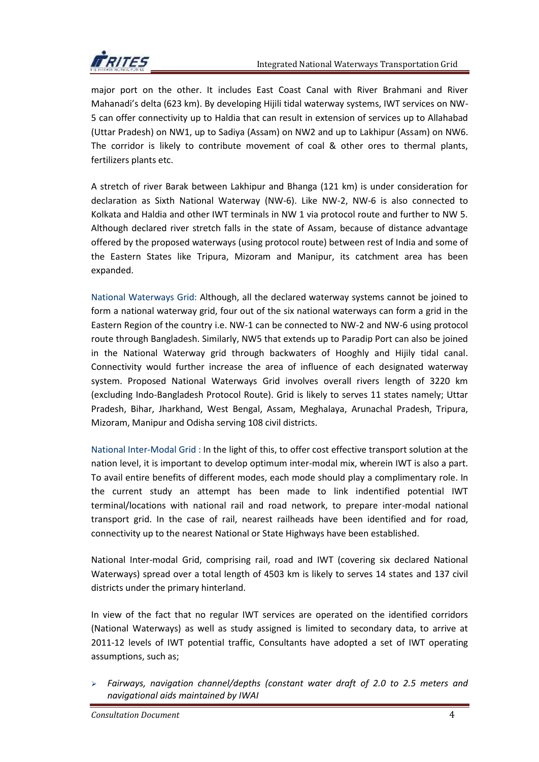major port on the other. It includes East Coast Canal with River Brahmani and River Mahanadi's delta (623 km). By developing Hijili tidal waterway systems, IWT services on NW-5 can offer connectivity up to Haldia that can result in extension of services up to Allahabad (Uttar Pradesh) on NW1, up to Sadiya (Assam) on NW2 and up to Lakhipur (Assam) on NW6. The corridor is likely to contribute movement of coal & other ores to thermal plants, fertilizers plants etc.

A stretch of river Barak between Lakhipur and Bhanga (121 km) is under consideration for declaration as Sixth National Waterway (NW-6). Like NW-2, NW-6 is also connected to Kolkata and Haldia and other IWT terminals in NW 1 via protocol route and further to NW 5. Although declared river stretch falls in the state of Assam, because of distance advantage offered by the proposed waterways (using protocol route) between rest of India and some of the Eastern States like Tripura, Mizoram and Manipur, its catchment area has been expanded.

National Waterways Grid: Although, all the declared waterway systems cannot be joined to form a national waterway grid, four out of the six national waterways can form a grid in the Eastern Region of the country i.e. NW-1 can be connected to NW-2 and NW-6 using protocol route through Bangladesh. Similarly, NW5 that extends up to Paradip Port can also be joined in the National Waterway grid through backwaters of Hooghly and Hijily tidal canal. Connectivity would further increase the area of influence of each designated waterway system. Proposed National Waterways Grid involves overall rivers length of 3220 km (excluding Indo-Bangladesh Protocol Route). Grid is likely to serves 11 states namely; Uttar Pradesh, Bihar, Jharkhand, West Bengal, Assam, Meghalaya, Arunachal Pradesh, Tripura, Mizoram, Manipur and Odisha serving 108 civil districts.

National Inter-Modal Grid : In the light of this, to offer cost effective transport solution at the nation level, it is important to develop optimum inter-modal mix, wherein IWT is also a part. To avail entire benefits of different modes, each mode should play a complimentary role. In the current study an attempt has been made to link indentified potential IWT terminal/locations with national rail and road network, to prepare inter-modal national transport grid. In the case of rail, nearest railheads have been identified and for road, connectivity up to the nearest National or State Highways have been established.

National Inter-modal Grid, comprising rail, road and IWT (covering six declared National Waterways) spread over a total length of 4503 km is likely to serves 14 states and 137 civil districts under the primary hinterland.

In view of the fact that no regular IWT services are operated on the identified corridors (National Waterways) as well as study assigned is limited to secondary data, to arrive at 2011-12 levels of IWT potential traffic, Consultants have adopted a set of IWT operating assumptions, such as;

- *Fairways, navigation channel/depths (constant water draft of 2.0 to 2.5 meters and navigational aids maintained by IWAI*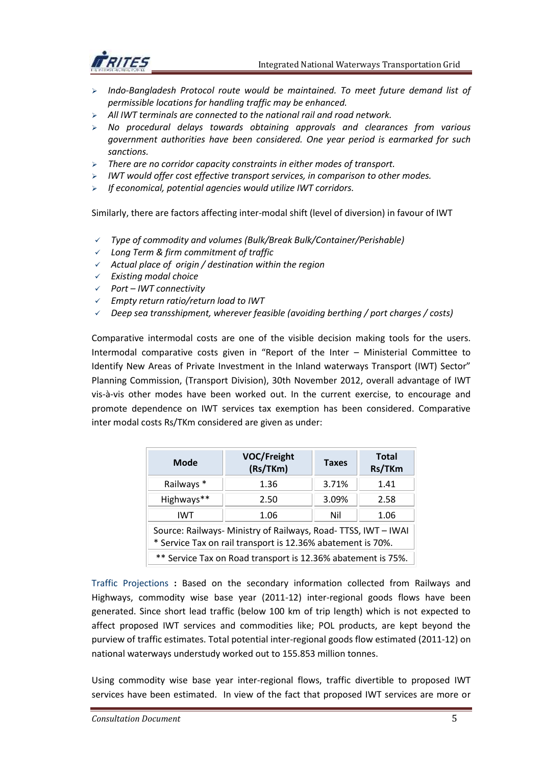- *Indo-Bangladesh Protocol route would be maintained. To meet future demand list of permissible locations for handling traffic may be enhanced.*
- *All IWT terminals are connected to the national rail and road network.*
- *No procedural delays towards obtaining approvals and clearances from various government authorities have been considered. One year period is earmarked for such sanctions.*
- *There are no corridor capacity constraints in either modes of transport.*
- *IWT would offer cost effective transport services, in comparison to other modes.*
- *If economical, potential agencies would utilize IWT corridors.*

Similarly, there are factors affecting inter-modal shift (level of diversion) in favour of IWT

- ✓ *Type of commodity and volumes (Bulk/Break Bulk/Container/Perishable)*
- ✓ *Long Term & firm commitment of traffic*
- ✓ *Actual place of origin / destination within the region*
- ✓ *Existing modal choice*
- ✓ *Port – IWT connectivity*
- ✓ *Empty return ratio/return load to IWT*
- ✓ *Deep sea transshipment, wherever feasible (avoiding berthing / port charges / costs)*

Comparative intermodal costs are one of the visible decision making tools for the users. Intermodal comparative costs given in "Report of the Inter – Ministerial Committee to Identify New Areas of Private Investment in the Inland waterways Transport (IWT) Sector" Planning Commission, (Transport Division), 30th November 2012, overall advantage of IWT vis-à-vis other modes have been worked out. In the current exercise, to encourage and promote dependence on IWT services tax exemption has been considered. Comparative inter modal costs Rs/TKm considered are given as under:

| Mode | VOC/Freight (Rs/TKm) | Taxes | Total Rs/TKm |
|---|---|---|---|
| Railways * | 1.36 | 3.71% | 1.41 |
| Highways** | 2.50 | 3.09% | 2.58 |
| IWT | 1.06 | Nil | 1.06 |
| Source: Railways- Ministry of Railways, Road- TTSS, IWT – IWAI * Service Tax on rail transport is 12.36% abatement is 70%. | | | |
| ** Service Tax on Road transport is 12.36% abatement is 75%. | | | |

Traffic Projections **:** Based on the secondary information collected from Railways and Highways, commodity wise base year (2011-12) inter-regional goods flows have been generated. Since short lead traffic (below 100 km of trip length) which is not expected to affect proposed IWT services and commodities like; POL products, are kept beyond the purview of traffic estimates. Total potential inter-regional goods flow estimated (2011-12) on national waterways understudy worked out to 155.853 million tonnes.

Using commodity wise base year inter-regional flows, traffic divertible to proposed IWT services have been estimated. In view of the fact that proposed IWT services are more or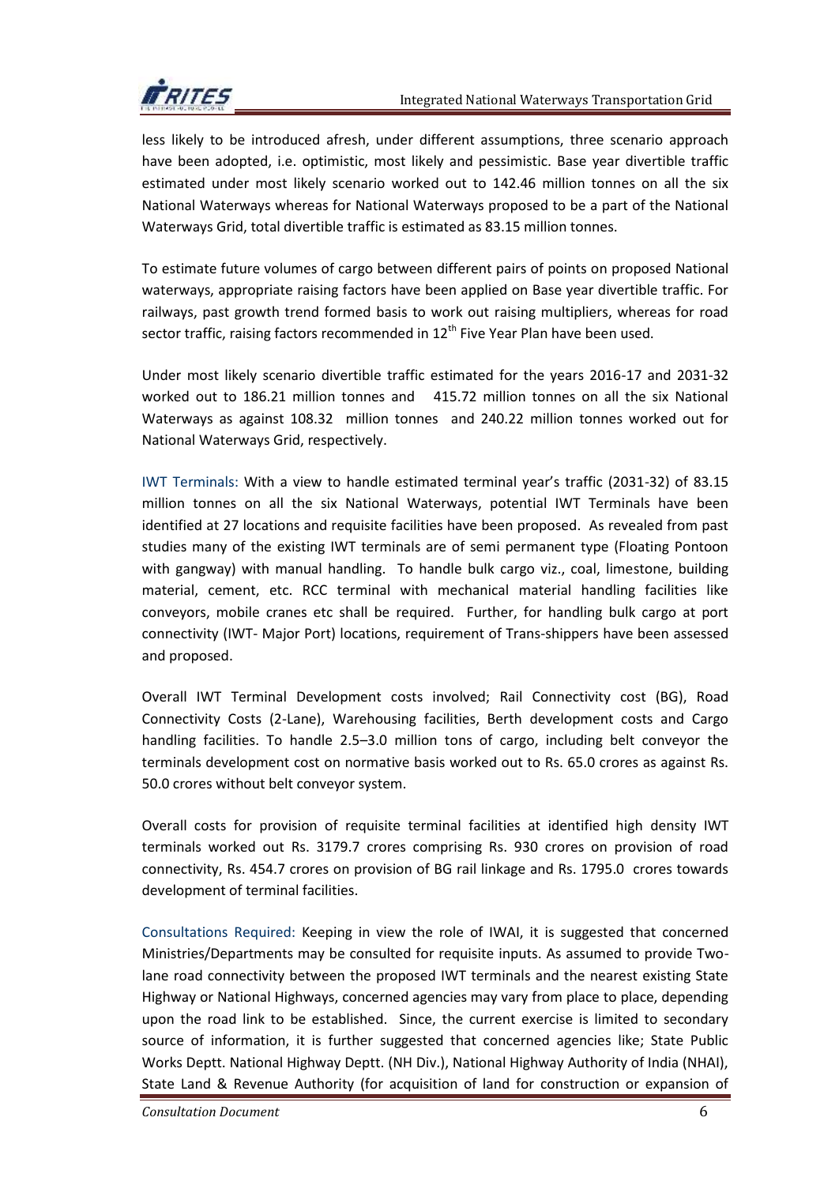less likely to be introduced afresh, under different assumptions, three scenario approach have been adopted, i.e. optimistic, most likely and pessimistic. Base year divertible traffic estimated under most likely scenario worked out to 142.46 million tonnes on all the six National Waterways whereas for National Waterways proposed to be a part of the National Waterways Grid, total divertible traffic is estimated as 83.15 million tonnes.

To estimate future volumes of cargo between different pairs of points on proposed National waterways, appropriate raising factors have been applied on Base year divertible traffic. For railways, past growth trend formed basis to work out raising multipliers, whereas for road sector traffic, raising factors recommended in 12[th] Five Year Plan have been used.

Under most likely scenario divertible traffic estimated for the years 2016-17 and 2031-32 worked out to 186.21 million tonnes and 415.72 million tonnes on all the six National Waterways as against 108.32 million tonnes and 240.22 million tonnes worked out for National Waterways Grid, respectively.

IWT Terminals: With a view to handle estimated terminal year's traffic (2031-32) of 83.15 million tonnes on all the six National Waterways, potential IWT Terminals have been identified at 27 locations and requisite facilities have been proposed. As revealed from past studies many of the existing IWT terminals are of semi permanent type (Floating Pontoon with gangway) with manual handling. To handle bulk cargo viz., coal, limestone, building material, cement, etc. RCC terminal with mechanical material handling facilities like conveyors, mobile cranes etc shall be required. Further, for handling bulk cargo at port connectivity (IWT- Major Port) locations, requirement of Trans-shippers have been assessed and proposed.

Overall IWT Terminal Development costs involved; Rail Connectivity cost (BG), Road Connectivity Costs (2-Lane), Warehousing facilities, Berth development costs and Cargo handling facilities. To handle 2.5–3.0 million tons of cargo, including belt conveyor the terminals development cost on normative basis worked out to Rs. 65.0 crores as against Rs. 50.0 crores without belt conveyor system.

Overall costs for provision of requisite terminal facilities at identified high density IWT terminals worked out Rs. 3179.7 crores comprising Rs. 930 crores on provision of road connectivity, Rs. 454.7 crores on provision of BG rail linkage and Rs. 1795.0 crores towards development of terminal facilities.

Consultations Required: Keeping in view the role of IWAI, it is suggested that concerned Ministries/Departments may be consulted for requisite inputs. As assumed to provide Two-lane road connectivity between the proposed IWT terminals and the nearest existing State Highway or National Highways, concerned agencies may vary from place to place, depending upon the road link to be established. Since, the current exercise is limited to secondary source of information, it is further suggested that concerned agencies like; State Public Works Deptt. National Highway Deptt. (NH Div.), National Highway Authority of India (NHAI), State Land & Revenue Authority (for acquisition of land for construction or expansion of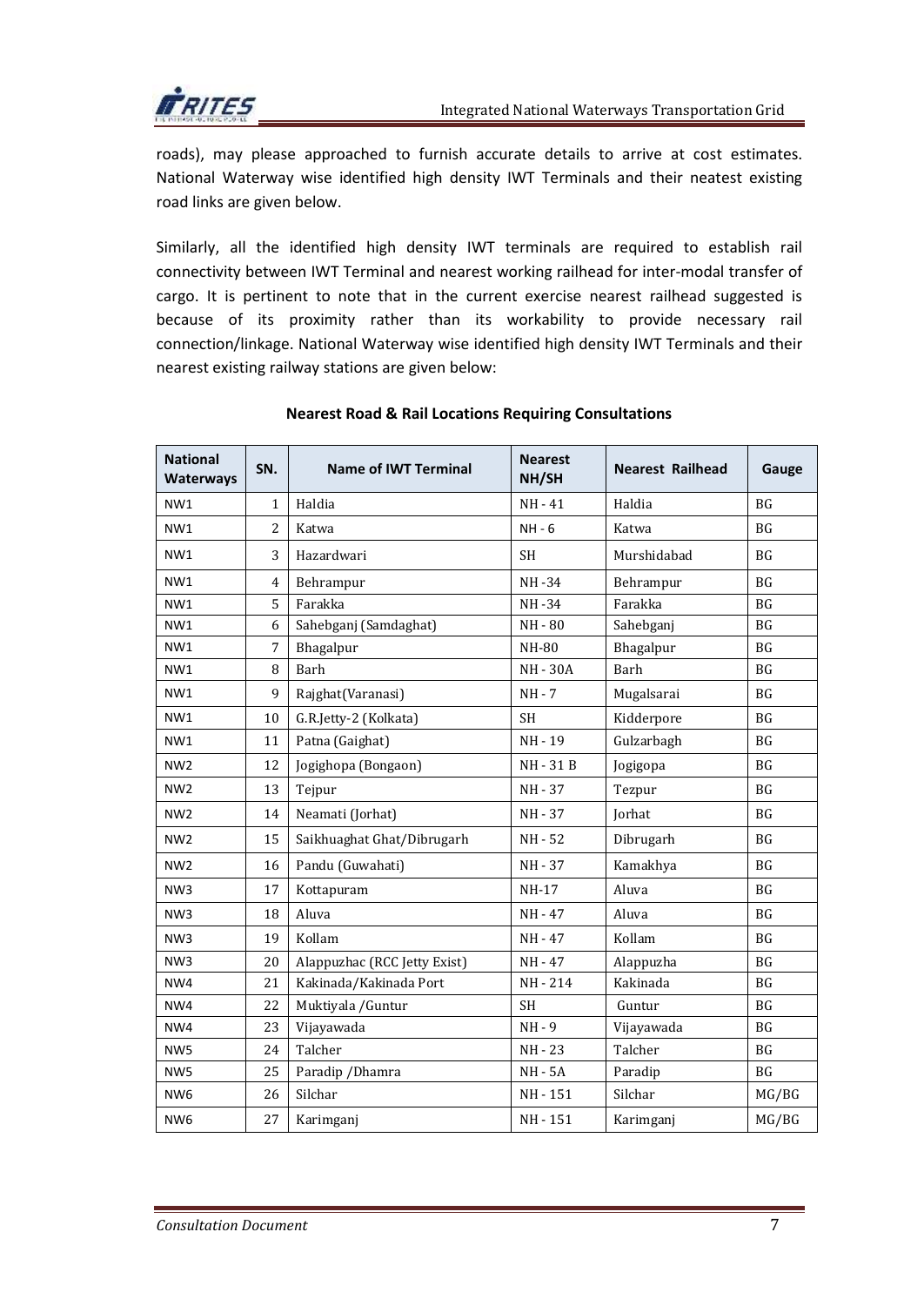roads), may please approached to furnish accurate details to arrive at cost estimates. National Waterway wise identified high density IWT Terminals and their neatest existing road links are given below.

Similarly, all the identified high density IWT terminals are required to establish rail connectivity between IWT Terminal and nearest working railhead for inter-modal transfer of cargo. It is pertinent to note that in the current exercise nearest railhead suggested is because of its proximity rather than its workability to provide necessary rail connection/linkage. National Waterway wise identified high density IWT Terminals and their nearest existing railway stations are given below:

**Nearest Road & Rail Locations Requiring Consultations**

| National Waterways | SN. | Name of IWT Terminal | Nearest NH/SH | Nearest Railhead | Gauge |
|---|---|---|---|---|---|
| NW1 | 1 | Haldia | NH - 41 | Haldia | BG |
| NW1 | 2 | Katwa | NH - 6 | Katwa | BG |
| NW1 | 3 | Hazardwari | SH | Murshidabad | BG |
| NW1 | 4 | Behrampur | NH -34 | Behrampur | BG |
| NW1 | 5 | Farakka | NH -34 | Farakka | BG |
| NW1 | 6 | Sahebganj (Samdaghat) | NH - 80 | Sahebganj | BG |
| NW1 | 7 | Bhagalpur | NH-80 | Bhagalpur | BG |
| NW1 | 8 | Barh | NH - 30A | Barh | BG |
| NW1 | 9 | Rajghat(Varanasi) | NH - 7 | Mugalsarai | BG |
| NW1 | 10 | G.R.Jetty-2 (Kolkata) | SH | Kidderpore | BG |
| NW1 | 11 | Patna (Gaighat) | NH - 19 | Gulzarbagh | BG |
| NW2 | 12 | Jogighopa (Bongaon) | NH - 31 B | Jogigopa | BG |
| NW2 | 13 | Tejpur | NH - 37 | Tezpur | BG |
| NW2 | 14 | Neamati (Jorhat) | NH - 37 | Jorhat | BG |
| NW2 | 15 | Saikhuaghat Ghat/Dibrugarh | NH - 52 | Dibrugarh | BG |
| NW2 | 16 | Pandu (Guwahati) | NH - 37 | Kamakhya | BG |
| NW3 | 17 | Kottapuram | NH-17 | Aluva | BG |
| NW3 | 18 | Aluva | NH - 47 | Aluva | BG |
| NW3 | 19 | Kollam | NH - 47 | Kollam | BG |
| NW3 | 20 | Alappuzhac (RCC Jetty Exist) | NH - 47 | Alappuzha | BG |
| NW4 | 21 | Kakinada/Kakinada Port | NH - 214 | Kakinada | BG |
| NW4 | 22 | Muktiyala /Guntur | SH | Guntur | BG |
| NW4 | 23 | Vijayawada | NH - 9 | Vijayawada | BG |
| NW5 | 24 | Talcher | NH - 23 | Talcher | BG |
| NW5 | 25 | Paradip /Dhamra | NH - 5A | Paradip | BG |
| NW6 | 26 | Silchar | NH - 151 | Silchar | MG/BG |
| NW6 | 27 | Karimganj | NH - 151 | Karimganj | MG/BG |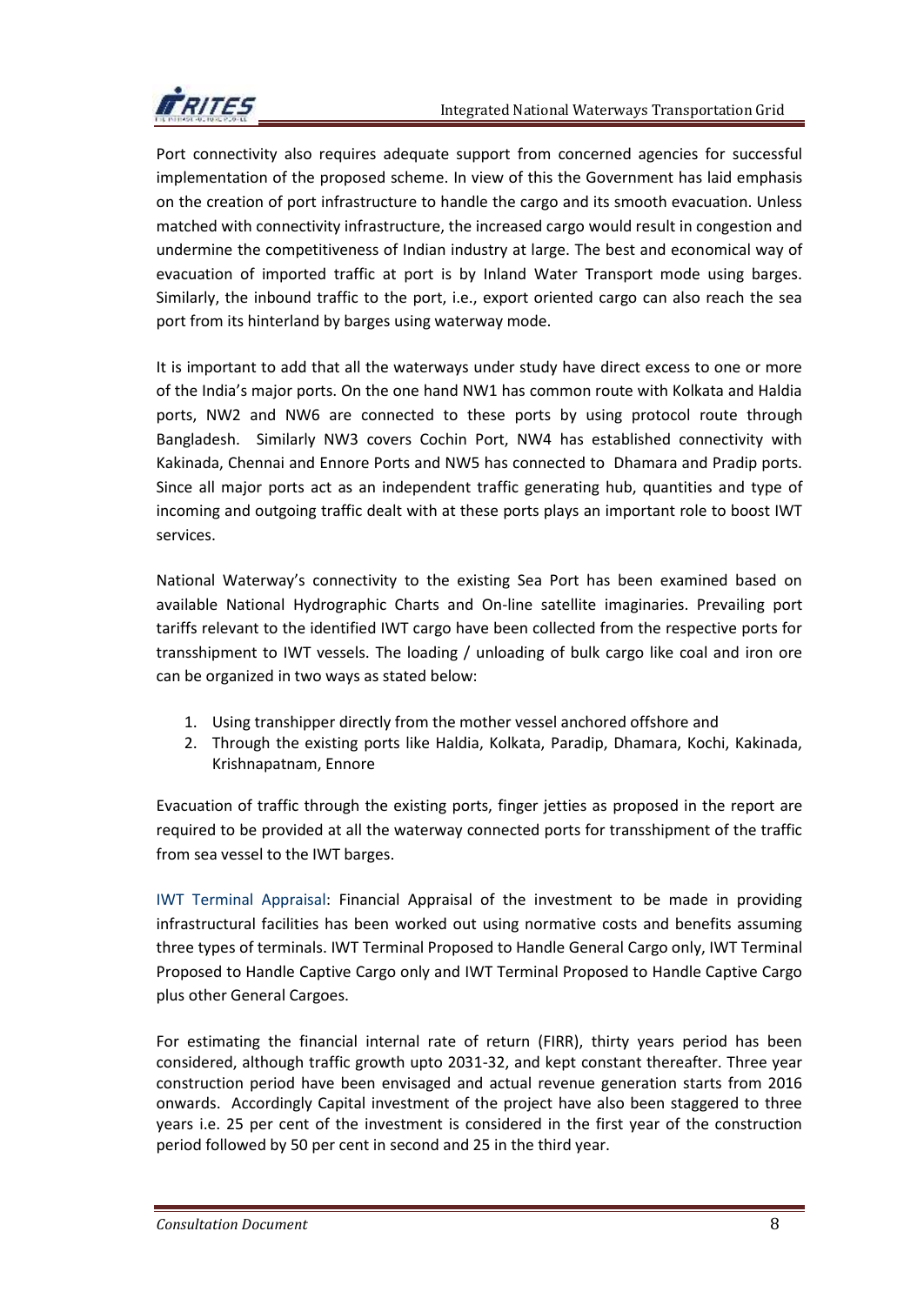Port connectivity also requires adequate support from concerned agencies for successful implementation of the proposed scheme. In view of this the Government has laid emphasis on the creation of port infrastructure to handle the cargo and its smooth evacuation. Unless matched with connectivity infrastructure, the increased cargo would result in congestion and undermine the competitiveness of Indian industry at large. The best and economical way of evacuation of imported traffic at port is by Inland Water Transport mode using barges. Similarly, the inbound traffic to the port, i.e., export oriented cargo can also reach the sea port from its hinterland by barges using waterway mode.

It is important to add that all the waterways under study have direct excess to one or more of the India's major ports. On the one hand NW1 has common route with Kolkata and Haldia ports, NW2 and NW6 are connected to these ports by using protocol route through Bangladesh. Similarly NW3 covers Cochin Port, NW4 has established connectivity with Kakinada, Chennai and Ennore Ports and NW5 has connected to Dhamara and Pradip ports. Since all major ports act as an independent traffic generating hub, quantities and type of incoming and outgoing traffic dealt with at these ports plays an important role to boost IWT services.

National Waterway's connectivity to the existing Sea Port has been examined based on available National Hydrographic Charts and On-line satellite imaginaries. Prevailing port tariffs relevant to the identified IWT cargo have been collected from the respective ports for transshipment to IWT vessels. The loading / unloading of bulk cargo like coal and iron ore can be organized in two ways as stated below:

1. Using transhipper directly from the mother vessel anchored offshore and
2. Through the existing ports like Haldia, Kolkata, Paradip, Dhamara, Kochi, Kakinada, Krishnapatnam, Ennore

Evacuation of traffic through the existing ports, finger jetties as proposed in the report are required to be provided at all the waterway connected ports for transshipment of the traffic from sea vessel to the IWT barges.

IWT Terminal Appraisal: Financial Appraisal of the investment to be made in providing infrastructural facilities has been worked out using normative costs and benefits assuming three types of terminals. IWT Terminal Proposed to Handle General Cargo only, IWT Terminal Proposed to Handle Captive Cargo only and IWT Terminal Proposed to Handle Captive Cargo plus other General Cargoes.

For estimating the financial internal rate of return (FIRR), thirty years period has been considered, although traffic growth upto 2031-32, and kept constant thereafter. Three year construction period have been envisaged and actual revenue generation starts from 2016 onwards. Accordingly Capital investment of the project have also been staggered to three years i.e. 25 per cent of the investment is considered in the first year of the construction period followed by 50 per cent in second and 25 in the third year.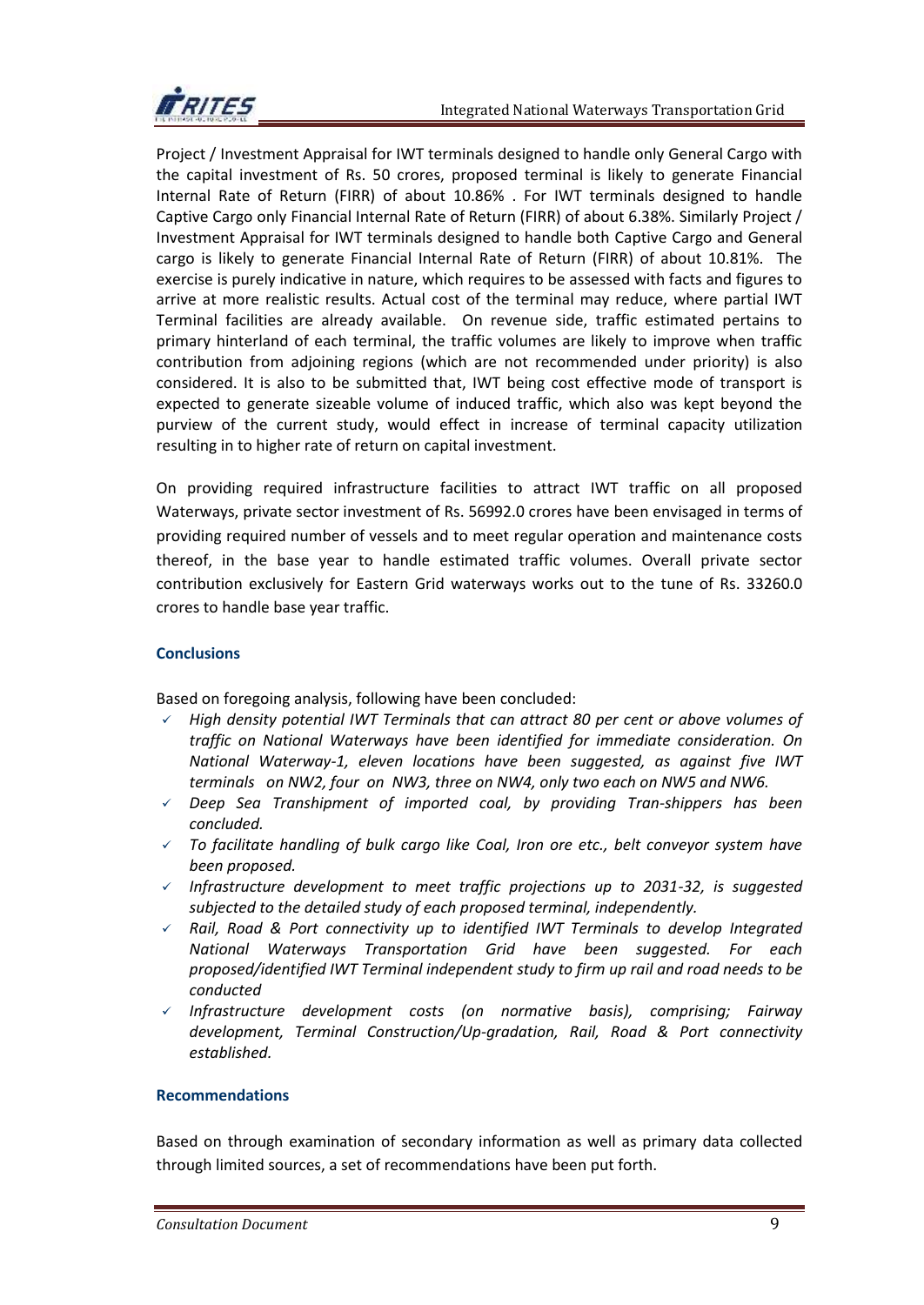Project / Investment Appraisal for IWT terminals designed to handle only General Cargo with the capital investment of Rs. 50 crores, proposed terminal is likely to generate Financial Internal Rate of Return (FIRR) of about 10.86% . For IWT terminals designed to handle Captive Cargo only Financial Internal Rate of Return (FIRR) of about 6.38%. Similarly Project / Investment Appraisal for IWT terminals designed to handle both Captive Cargo and General cargo is likely to generate Financial Internal Rate of Return (FIRR) of about 10.81%. The exercise is purely indicative in nature, which requires to be assessed with facts and figures to arrive at more realistic results. Actual cost of the terminal may reduce, where partial IWT Terminal facilities are already available. On revenue side, traffic estimated pertains to primary hinterland of each terminal, the traffic volumes are likely to improve when traffic contribution from adjoining regions (which are not recommended under priority) is also considered. It is also to be submitted that, IWT being cost effective mode of transport is expected to generate sizeable volume of induced traffic, which also was kept beyond the purview of the current study, would effect in increase of terminal capacity utilization resulting in to higher rate of return on capital investment.

On providing required infrastructure facilities to attract IWT traffic on all proposed Waterways, private sector investment of Rs. 56992.0 crores have been envisaged in terms of providing required number of vessels and to meet regular operation and maintenance costs thereof, in the base year to handle estimated traffic volumes. Overall private sector contribution exclusively for Eastern Grid waterways works out to the tune of Rs. 33260.0 crores to handle base year traffic.

### Conclusions

Based on foregoing analysis, following have been concluded:

- ✓ *High density potential IWT Terminals that can attract 80 per cent or above volumes of traffic on National Waterways have been identified for immediate consideration. On National Waterway-1, eleven locations have been suggested, as against five IWT terminals on NW2, four on NW3, three on NW4, only two each on NW5 and NW6.*
- ✓ *Deep Sea Transhipment of imported coal, by providing Tran-shippers has been concluded.*
- ✓ *To facilitate handling of bulk cargo like Coal, Iron ore etc., belt conveyor system have been proposed.*
- ✓ *Infrastructure development to meet traffic projections up to 2031-32, is suggested subjected to the detailed study of each proposed terminal, independently.*
- ✓ *Rail, Road & Port connectivity up to identified IWT Terminals to develop Integrated National Waterways Transportation Grid have been suggested. For each proposed/identified IWT Terminal independent study to firm up rail and road needs to be conducted*
- ✓ *Infrastructure development costs (on normative basis), comprising; Fairway development, Terminal Construction/Up-gradation, Rail, Road & Port connectivity established.*

### Recommendations

Based on through examination of secondary information as well as primary data collected through limited sources, a set of recommendations have been put forth.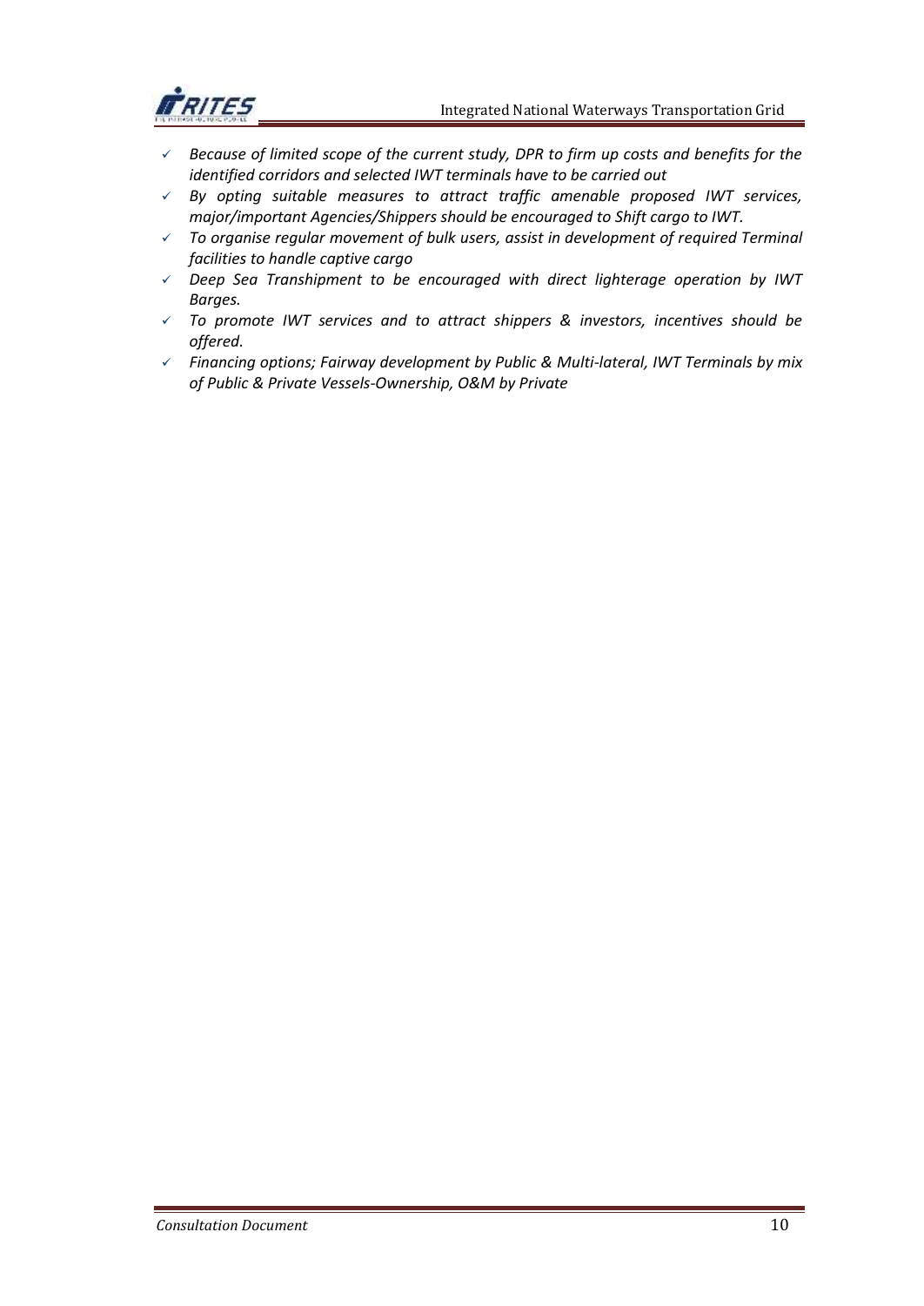- *Because of limited scope of the current study, DPR to firm up costs and benefits for the identified corridors and selected IWT terminals have to be carried out*
- *By opting suitable measures to attract traffic amenable proposed IWT services, major/important Agencies/Shippers should be encouraged to Shift cargo to IWT.*
- *To organise regular movement of bulk users, assist in development of required Terminal facilities to handle captive cargo*
- *Deep Sea Transhipment to be encouraged with direct lighterage operation by IWT Barges.*
- *To promote IWT services and to attract shippers & investors, incentives should be offered.*
- *Financing options; Fairway development by Public & Multi-lateral, IWT Terminals by mix of Public & Private Vessels-Ownership, O&M by Private*